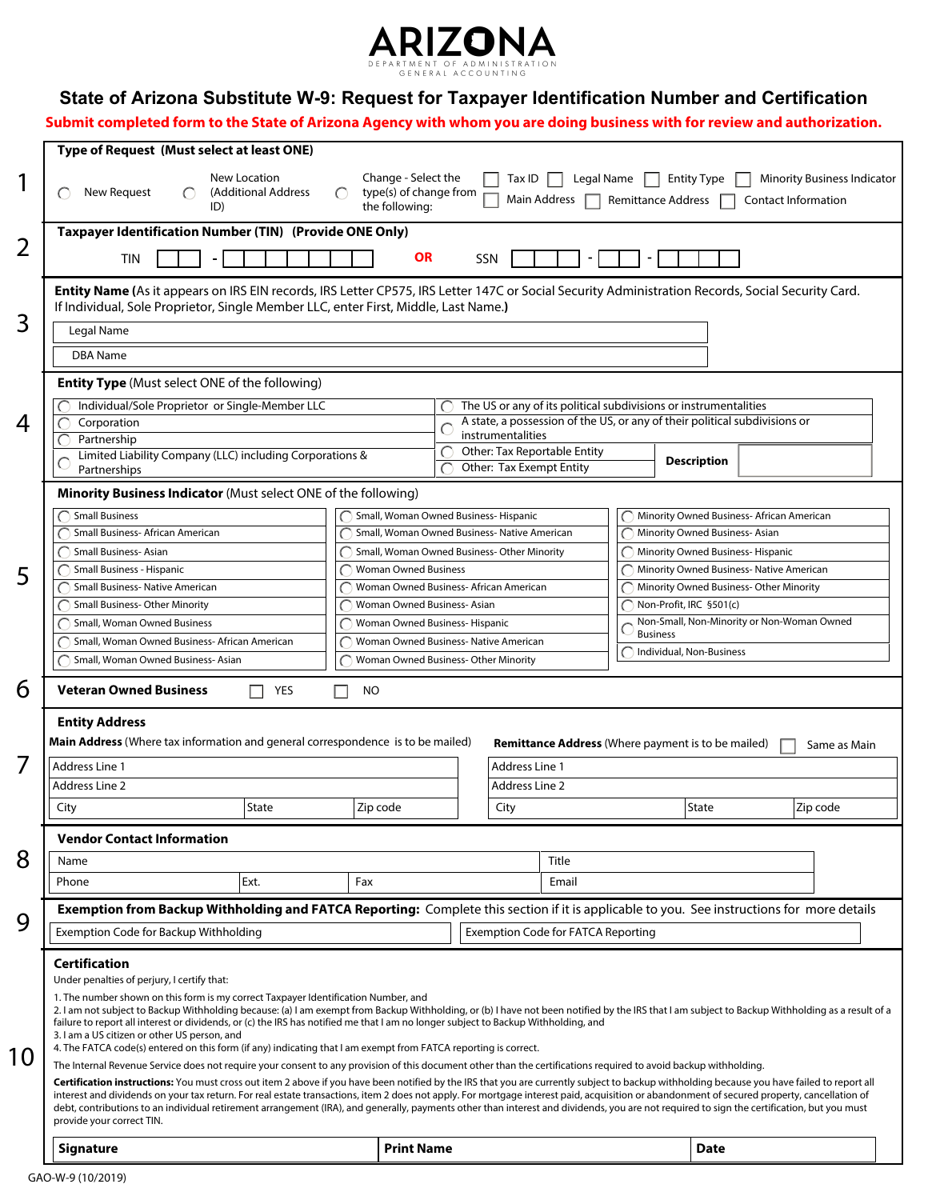# ARIZONA

DEPARTMENT OF ADMINISTRATION
GENERAL ACCOUNTING

## State of Arizona Substitute W-9: Request for Taxpayer Identification Number and Certification

**Submit completed form to the State of Arizona Agency with whom you are doing business with for review and authorization.**

**1**

**Type of Request (Must select at least ONE)**

- ◯ New Request
- ◯ New Location (Additional Address ID)
- ◯ Change - Select the type(s) of change from the following:
  - ☐ Tax ID
  - ☐ Legal Name
  - ☐ Entity Type
  - ☐ Minority Business Indicator
  - ☐ Main Address
  - ☐ Remittance Address
  - ☐ Contact Information

**2**

**Taxpayer Identification Number (TIN) (Provide ONE Only)**

TIN ☐☐ - ☐☐☐☐☐☐☐ **OR** SSN ☐☐☐ - ☐☐ - ☐☐☐☐

**3**

**Entity Name** (As it appears on IRS EIN records, IRS Letter CP575, IRS Letter 147C or Social Security Administration Records, Social Security Card. If Individual, Sole Proprietor, Single Member LLC, enter First, Middle, Last Name.)

| Legal Name |
|---|
| DBA Name |

**4**

**Entity Type** (Must select ONE of the following)

| | |
|---|---|
| ◯ Individual/Sole Proprietor or Single-Member LLC | ◯ The US or any of its political subdivisions or instrumentalities |
| ◯ Corporation | ◯ A state, a possession of the US, or any of their political subdivisions or instrumentalities |
| ◯ Partnership | ◯ Other: Tax Reportable Entity |
| ◯ Limited Liability Company (LLC) including Corporations & Partnerships | ◯ Other: Tax Exempt Entity |

**Description**

**5**

**Minority Business Indicator** (Must select ONE of the following)

| | | |
|---|---|---|
| ◯ Small Business | ◯ Small, Woman Owned Business- Hispanic | ◯ Minority Owned Business- African American |
| ◯ Small Business- African American | ◯ Small, Woman Owned Business- Native American | ◯ Minority Owned Business- Asian |
| ◯ Small Business- Asian | ◯ Small, Woman Owned Business- Other Minority | ◯ Minority Owned Business- Hispanic |
| ◯ Small Business - Hispanic | ◯ Woman Owned Business | ◯ Minority Owned Business- Native American |
| ◯ Small Business- Native American | ◯ Woman Owned Business- African American | ◯ Minority Owned Business- Other Minority |
| ◯ Small Business- Other Minority | ◯ Woman Owned Business- Asian | ◯ Non-Profit, IRC §501(c) |
| ◯ Small, Woman Owned Business | ◯ Woman Owned Business- Hispanic | ◯ Non-Small, Non-Minority or Non-Woman Owned Business |
| ◯ Small, Woman Owned Business- African American | ◯ Woman Owned Business- Native American | ◯ Individual, Non-Business |
| ◯ Small, Woman Owned Business- Asian | ◯ Woman Owned Business- Other Minority | |

**6**

**Veteran Owned Business** ☐ YES ☐ NO

**7**

**Entity Address**

**Main Address** (Where tax information and general correspondence is to be mailed)

| Address Line 1 | | |
|---|---|---|
| Address Line 2 | | |
| City | State | Zip code |

**Remittance Address** (Where payment is to be mailed) ☐ Same as Main

| Address Line 1 | | |
|---|---|---|
| Address Line 2 | | |
| City | State | Zip code |

**8**

**Vendor Contact Information**

| Name | | | Title |
|---|---|---|---|
| Phone | Ext. | Fax | Email |

**9**

**Exemption from Backup Withholding and FATCA Reporting:** Complete this section if it is applicable to you. See instructions for more details

| Exemption Code for Backup Withholding | Exemption Code for FATCA Reporting |
|---|---|

**10**

**Certification**

Under penalties of perjury, I certify that:

1. The number shown on this form is my correct Taxpayer Identification Number, and
2. I am not subject to Backup Withholding because: (a) I am exempt from Backup Withholding, or (b) I have not been notified by the IRS that I am subject to Backup Withholding as a result of a failure to report all interest or dividends, or (c) the IRS has notified me that I am no longer subject to Backup Withholding, and
3. I am a US citizen or other US person, and
4. The FATCA code(s) entered on this form (if any) indicating that I am exempt from FATCA reporting is correct.

The Internal Revenue Service does not require your consent to any provision of this document other than the certifications required to avoid backup withholding.

**Certification instructions:** You must cross out item 2 above if you have been notified by the IRS that you are currently subject to backup withholding because you have failed to report all interest and dividends on your tax return. For real estate transactions, item 2 does not apply. For mortgage interest paid, acquisition or abandonment of secured property, cancellation of debt, contributions to an individual retirement arrangement (IRA), and generally, payments other than interest and dividends, you are not required to sign the certification, but you must provide your correct TIN.

| **Signature** | **Print Name** | **Date** |
|---|---|---|

GAO-W-9 (10/2019)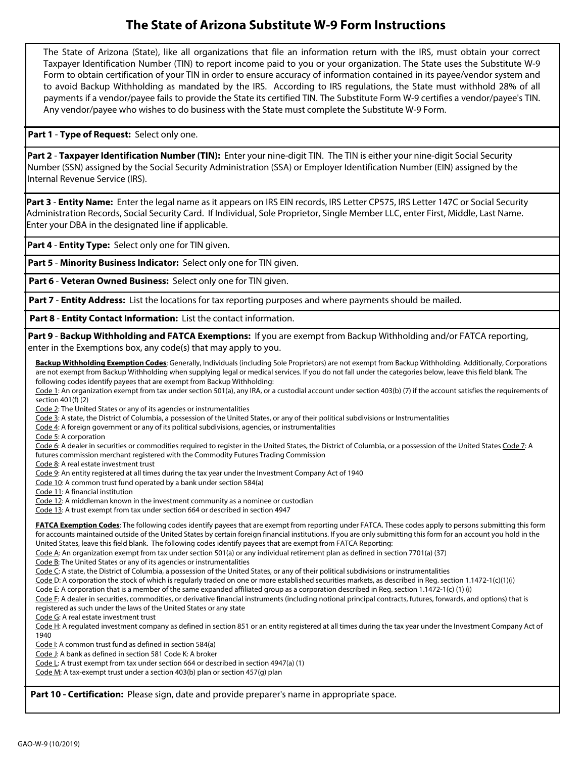# The State of Arizona Substitute W-9 Form Instructions

The State of Arizona (State), like all organizations that file an information return with the IRS, must obtain your correct Taxpayer Identification Number (TIN) to report income paid to you or your organization. The State uses the Substitute W-9 Form to obtain certification of your TIN in order to ensure accuracy of information contained in its payee/vendor system and to avoid Backup Withholding as mandated by the IRS. According to IRS regulations, the State must withhold 28% of all payments if a vendor/payee fails to provide the State its certified TIN. The Substitute Form W-9 certifies a vendor/payee's TIN. Any vendor/payee who wishes to do business with the State must complete the Substitute W-9 Form.

**Part 1** - **Type of Request:** Select only one.

**Part 2** - **Taxpayer Identification Number (TIN):** Enter your nine-digit TIN. The TIN is either your nine-digit Social Security Number (SSN) assigned by the Social Security Administration (SSA) or Employer Identification Number (EIN) assigned by the Internal Revenue Service (IRS).

**Part 3** - **Entity Name:** Enter the legal name as it appears on IRS EIN records, IRS Letter CP575, IRS Letter 147C or Social Security Administration Records, Social Security Card. If Individual, Sole Proprietor, Single Member LLC, enter First, Middle, Last Name. Enter your DBA in the designated line if applicable.

**Part 4** - **Entity Type:** Select only one for TIN given.

**Part 5** - **Minority Business Indicator:** Select only one for TIN given.

**Part 6** - **Veteran Owned Business:** Select only one for TIN given.

**Part 7** - **Entity Address:** List the locations for tax reporting purposes and where payments should be mailed.

**Part 8** - **Entity Contact Information:** List the contact information.

**Part 9** - **Backup Withholding and FATCA Exemptions:** If you are exempt from Backup Withholding and/or FATCA reporting, enter in the Exemptions box, any code(s) that may apply to you.

**Backup Withholding Exemption Codes**: Generally, Individuals (including Sole Proprietors) are not exempt from Backup Withholding. Additionally, Corporations are not exempt from Backup Withholding when supplying legal or medical services. If you do not fall under the categories below, leave this field blank. The following codes identify payees that are exempt from Backup Withholding:

Code 1: An organization exempt from tax under section 501(a), any IRA, or a custodial account under section 403(b) (7) if the account satisfies the requirements of section 401(f) (2)
Code 2: The United States or any of its agencies or instrumentalities
Code 3: A state, the District of Columbia, a possession of the United States, or any of their political subdivisions or Instrumentalities
Code 4: A foreign government or any of its political subdivisions, agencies, or instrumentalities
Code 5: A corporation
Code 6: A dealer in securities or commodities required to register in the United States, the District of Columbia, or a possession of the United States Code 7: A futures commission merchant registered with the Commodity Futures Trading Commission
Code 8: A real estate investment trust
Code 9: An entity registered at all times during the tax year under the Investment Company Act of 1940
Code 10: A common trust fund operated by a bank under section 584(a)
Code 11: A financial institution
Code 12: A middleman known in the investment community as a nominee or custodian
Code 13: A trust exempt from tax under section 664 or described in section 4947

**FATCA Exemption Codes**: The following codes identify payees that are exempt from reporting under FATCA. These codes apply to persons submitting this form for accounts maintained outside of the United States by certain foreign financial institutions. If you are only submitting this form for an account you hold in the United States, leave this field blank. The following codes identify payees that are exempt from FATCA Reporting:

Code A: An organization exempt from tax under section 501(a) or any individual retirement plan as defined in section 7701(a) (37)
Code B: The United States or any of its agencies or instrumentalities
Code C: A state, the District of Columbia, a possession of the United States, or any of their political subdivisions or instrumentalities
Code D: A corporation the stock of which is regularly traded on one or more established securities markets, as described in Reg. section 1.1472-1(c)(1)(i)
Code E: A corporation that is a member of the same expanded affiliated group as a corporation described in Reg. section 1.1472-1(c) (1) (i)
Code F: A dealer in securities, commodities, or derivative financial instruments (including notional principal contracts, futures, forwards, and options) that is registered as such under the laws of the United States or any state
Code G: A real estate investment trust
Code H: A regulated investment company as defined in section 851 or an entity registered at all times during the tax year under the Investment Company Act of 1940
Code I: A common trust fund as defined in section 584(a)
Code J: A bank as defined in section 581 Code K: A broker
Code L: A trust exempt from tax under section 664 or described in section 4947(a) (1)
Code M: A tax-exempt trust under a section 403(b) plan or section 457(g) plan

**Part 10 - Certification:** Please sign, date and provide preparer's name in appropriate space.

GAO-W-9 (10/2019)